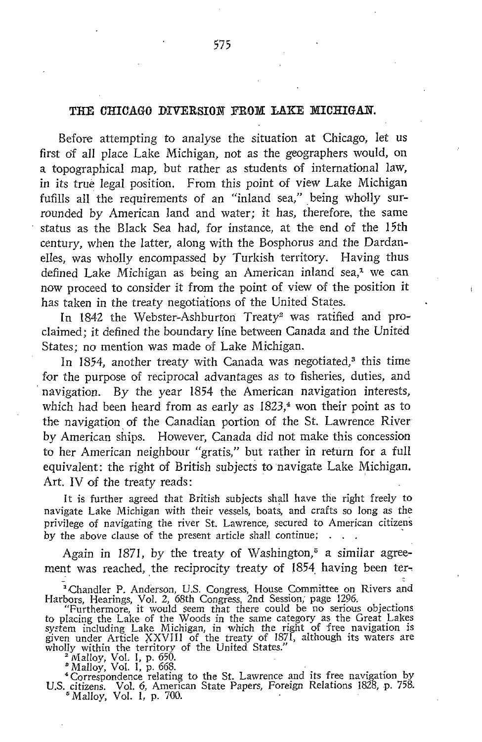# THE CHICAGO DIVERSION FROM LAKE MICHIGAN.

Before attempting to analyse the situation at Chicago, let us first of all place Lake Michigan, not as the geographers would, on a topographical map, but rather as students of international law, in its true legal position. From this point of view Lake Michigan fufills all the requirements of an "inland sea," being wholly surrounded by American land and water; it has, therefore, the same status as the Black Sea had, for instance, at the end of the 15th century, when the latter, along with the Bosphorus and the Dardanelles, was wholly encompassed by Turkish territory. Having thus defined Lake Michigan as being an American inland sea,[1] we can now proceed to consider it from the point of view of the position it has taken in the treaty negotiations of the United States.

In 1842 the Webster-Ashburton Treaty[2] was ratified and proclaimed; it defined the boundary line between Canada and the United States; no mention was made of Lake Michigan.

In 1854, another treaty with Canada was negotiated,[3] this time for the purpose of reciprocal advantages as to fisheries, duties, and navigation. By the year 1854 the American navigation interests, which had been heard from as early as 1823,[4] won their point as to the navigation of the Canadian portion of the St. Lawrence River by American ships. However, Canada did not make this concession to her American neighbour "gratis," but rather in return for a full equivalent: the right of British subjects to navigate Lake Michigan. Art. IV of the treaty reads:

> It is further agreed that British subjects shall have the right freely to navigate Lake Michigan with their vessels, boats, and crafts so long as the privilege of navigating the river St. Lawrence, secured to American citizens by the above clause of the present article shall continue; . . .

Again in 1871, by the treaty of Washington,[5] a similar agreement was reached, the reciprocity treaty of 1854 having been ter-

[1] Chandler P. Anderson, U.S. Congress, House Committee on Rivers and Harbors, Hearings, Vol. 2, 68th Congress, 2nd Session, page 1296.

"Furthermore, it would seem that there could be no serious objections to placing the Lake of the Woods in the same category as the Great Lakes system including Lake Michigan, in which the right of free navigation is given under Article XXVIII of the treaty of 1871, although its waters are wholly within the territory of the United States."

[2] Malloy, Vol. I, p. 650.

[3] Malloy, Vol. I, p. 668.

[4] Correspondence relating to the St. Lawrence and its free navigation by U.S. citizens. Vol. 6, American State Papers, Foreign Relations 1828, p. 758.

[5] Malloy, Vol. I, p. 700.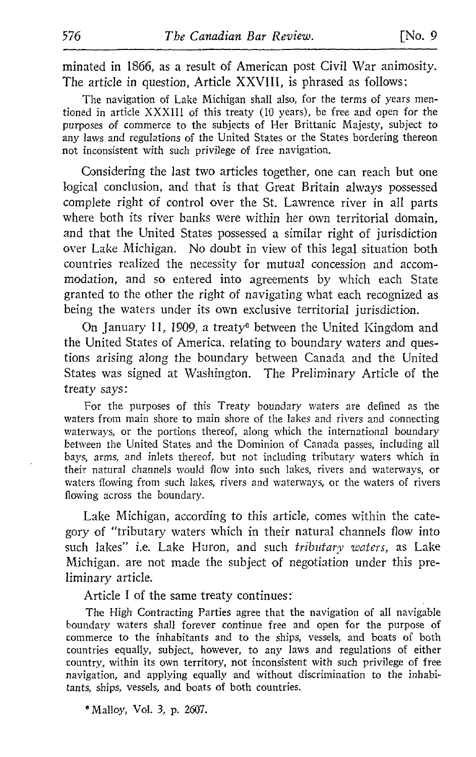minated in 1866, as a result of American post Civil War animosity. The article in question, Article XXVIII, is phrased as follows:

> The navigation of Lake Michigan shall also, for the terms of years mentioned in article XXXIII of this treaty (10 years), be free and open for the purposes of commerce to the subjects of Her Brittanic Majesty, subject to any laws and regulations of the United States or the States bordering thereon not inconsistent with such privilege of free navigation.

Considering the last two articles together, one can reach but one logical conclusion, and that is that Great Britain always possessed complete right of control over the St. Lawrence river in all parts where both its river banks were within her own territorial domain, and that the United States possessed a similar right of jurisdiction over Lake Michigan. No doubt in view of this legal situation both countries realized the necessity for mutual concession and accommodation, and so entered into agreements by which each State granted to the other the right of navigating what each recognized as being the waters under its own exclusive territorial jurisdiction.

On January 11, 1909, a treaty[6] between the United Kingdom and the United States of America, relating to boundary waters and questions arising along the boundary between Canada and the United States was signed at Washington. The Preliminary Article of the treaty says:

> For the purposes of this Treaty boundary waters are defined as the waters from main shore to main shore of the lakes and rivers and connecting waterways, or the portions thereof, along which the international boundary between the United States and the Dominion of Canada passes, including all bays, arms, and inlets thereof, but not including tributary waters which in their natural channels would flow into such lakes, rivers and waterways, or waters flowing from such lakes, rivers and waterways, or the waters of rivers flowing across the boundary.

Lake Michigan, according to this article, comes within the category of "tributary waters which in their natural channels flow into such lakes" i.e. Lake Huron, and such *tributary waters*, as Lake Michigan, are not made the subject of negotiation under this preliminary article.

Article I of the same treaty continues:

> The High Contracting Parties agree that the navigation of all navigable boundary waters shall forever continue free and open for the purpose of commerce to the inhabitants and to the ships, vessels, and boats of both countries equally, subject, however, to any laws and regulations of either country, within its own territory, not inconsistent with such privilege of free navigation, and applying equally and without discrimination to the inhabitants, ships, vessels, and boats of both countries.

[6] Malloy, Vol. 3, p. 2607.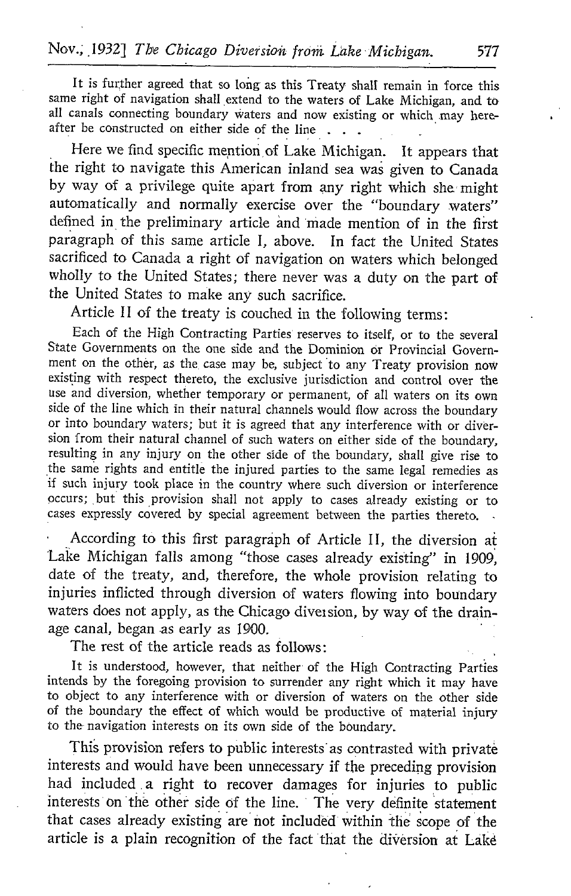It is further agreed that so long as this Treaty shall remain in force this same right of navigation shall extend to the waters of Lake Michigan, and to all canals connecting boundary waters and now existing or which may hereafter be constructed on either side of the line . . .

Here we find specific mention of Lake Michigan. It appears that the right to navigate this American inland sea was given to Canada by way of a privilege quite apart from any right which she might automatically and normally exercise over the "boundary waters" defined in the preliminary article and made mention of in the first paragraph of this same article I, above. In fact the United States sacrificed to Canada a right of navigation on waters which belonged wholly to the United States; there never was a duty on the part of the United States to make any such sacrifice.

Article II of the treaty is couched in the following terms:

> Each of the High Contracting Parties reserves to itself, or to the several State Governments on the one side and the Dominion or Provincial Government on the other, as the case may be, subject to any Treaty provision now existing with respect thereto, the exclusive jurisdiction and control over the use and diversion, whether temporary or permanent, of all waters on its own side of the line which in their natural channels would flow across the boundary or into boundary waters; but it is agreed that any interference with or diversion from their natural channel of such waters on either side of the boundary, resulting in any injury on the other side of the boundary, shall give rise to the same rights and entitle the injured parties to the same legal remedies as if such injury took place in the country where such diversion or interference occurs; but this provision shall not apply to cases already existing or to cases expressly covered by special agreement between the parties thereto.

According to this first paragraph of Article II, the diversion at Lake Michigan falls among "those cases already existing" in 1909, date of the treaty, and, therefore, the whole provision relating to injuries inflicted through diversion of waters flowing into boundary waters does not apply, as the Chicago diversion, by way of the drainage canal, began as early as 1900.

The rest of the article reads as follows:

> It is understood, however, that neither of the High Contracting Parties intends by the foregoing provision to surrender any right which it may have to object to any interference with or diversion of waters on the other side of the boundary the effect of which would be productive of material injury to the navigation interests on its own side of the boundary.

This provision refers to public interests as contrasted with private interests and would have been unnecessary if the preceding provision had included a right to recover damages for injuries to public interests on the other side of the line. The very definite statement that cases already existing are not included within the scope of the article is a plain recognition of the fact that the diversion at Lake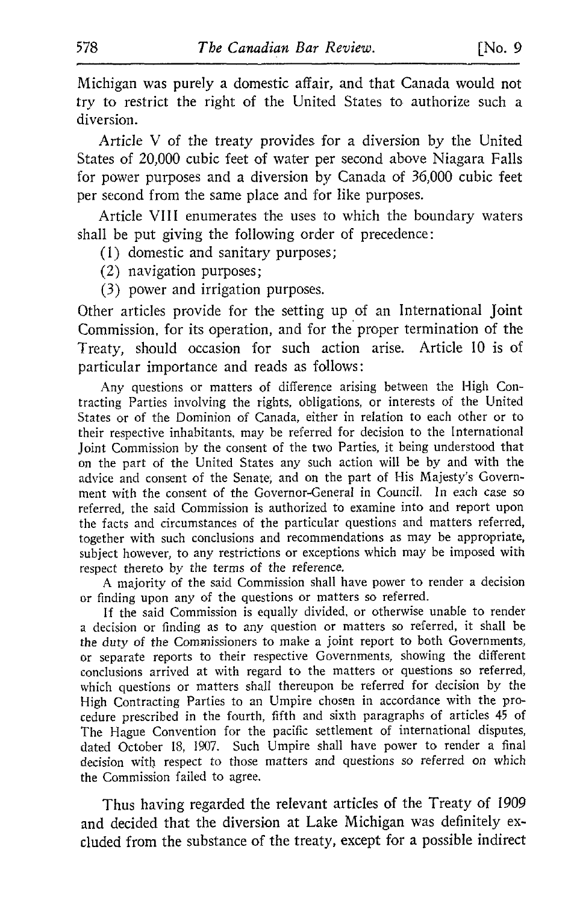Michigan was purely a domestic affair, and that Canada would not try to restrict the right of the United States to authorize such a diversion.

Article V of the treaty provides for a diversion by the United States of 20,000 cubic feet of water per second above Niagara Falls for power purposes and a diversion by Canada of 36,000 cubic feet per second from the same place and for like purposes.

Article VIII enumerates the uses to which the boundary waters shall be put giving the following order of precedence:

(1) domestic and sanitary purposes;

(2) navigation purposes;

(3) power and irrigation purposes.

Other articles provide for the setting up of an International Joint Commission, for its operation, and for the proper termination of the Treaty, should occasion for such action arise. Article 10 is of particular importance and reads as follows:

> Any questions or matters of difference arising between the High Contracting Parties involving the rights, obligations, or interests of the United States or of the Dominion of Canada, either in relation to each other or to their respective inhabitants, may be referred for decision to the International Joint Commission by the consent of the two Parties, it being understood that on the part of the United States any such action will be by and with the advice and consent of the Senate, and on the part of His Majesty's Government with the consent of the Governor-General in Council. In each case so referred, the said Commission is authorized to examine into and report upon the facts and circumstances of the particular questions and matters referred, together with such conclusions and recommendations as may be appropriate, subject however, to any restrictions or exceptions which may be imposed with respect thereto by the terms of the reference.
>
> A majority of the said Commission shall have power to render a decision or finding upon any of the questions or matters so referred.
>
> If the said Commission is equally divided, or otherwise unable to render a decision or finding as to any question or matters so referred, it shall be the duty of the Commissioners to make a joint report to both Governments, or separate reports to their respective Governments, showing the different conclusions arrived at with regard to the matters or questions so referred, which questions or matters shall thereupon be referred for decision by the High Contracting Parties to an Umpire chosen in accordance with the procedure prescribed in the fourth, fifth and sixth paragraphs of articles 45 of The Hague Convention for the pacific settlement of international disputes, dated October 18, 1907. Such Umpire shall have power to render a final decision with respect to those matters and questions so referred on which the Commission failed to agree.

Thus having regarded the relevant articles of the Treaty of 1909 and decided that the diversion at Lake Michigan was definitely excluded from the substance of the treaty, except for a possible indirect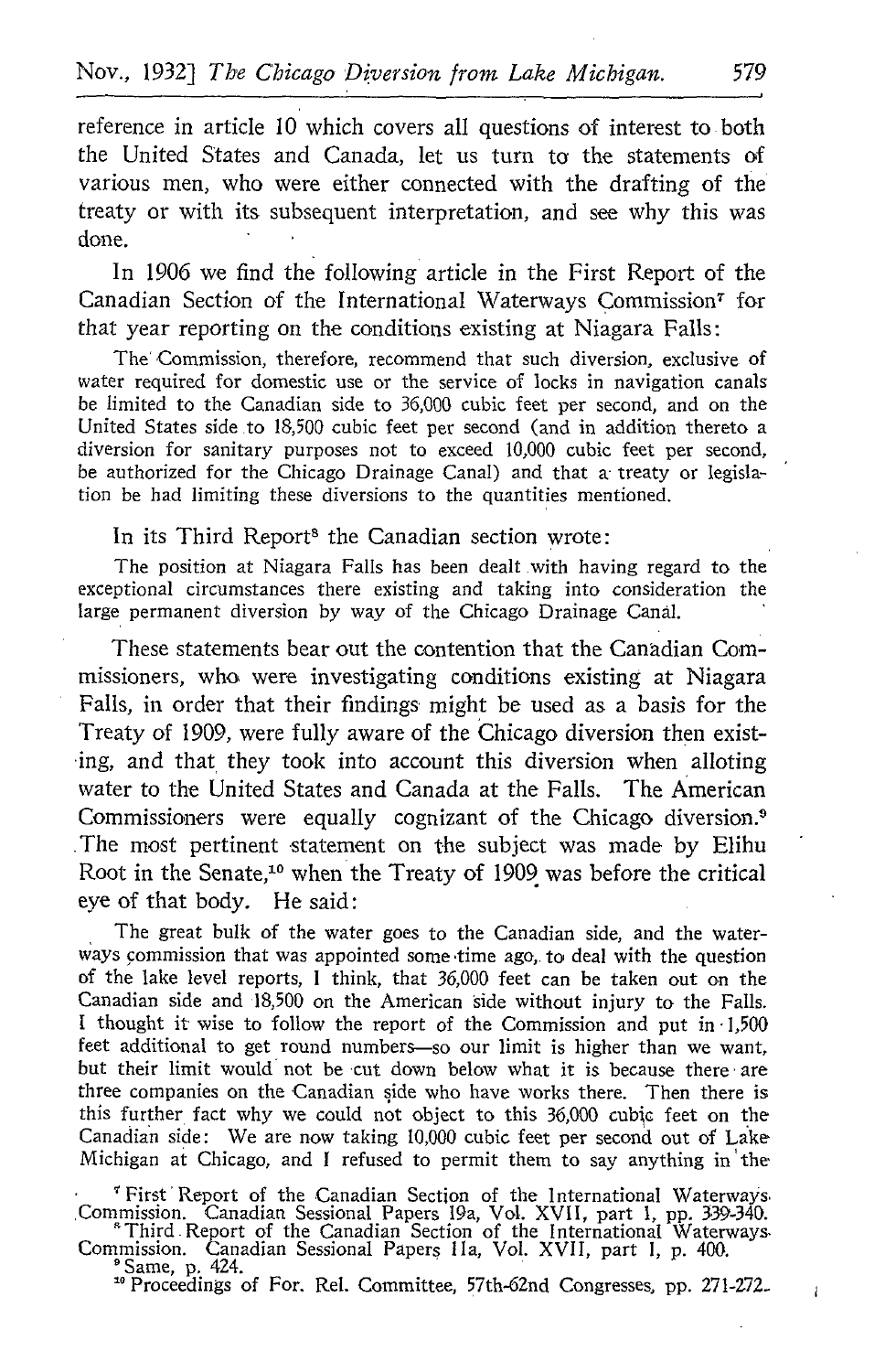reference in article 10 which covers all questions of interest to both the United States and Canada, let us turn to the statements of various men, who were either connected with the drafting of the treaty or with its subsequent interpretation, and see why this was done.

In 1906 we find the following article in the First Report of the Canadian Section of the International Waterways Commission[7] for that year reporting on the conditions existing at Niagara Falls:

> The Commission, therefore, recommend that such diversion, exclusive of water required for domestic use or the service of locks in navigation canals be limited to the Canadian side to 36,000 cubic feet per second, and on the United States side to 18,500 cubic feet per second (and in addition thereto a diversion for sanitary purposes not to exceed 10,000 cubic feet per second, be authorized for the Chicago Drainage Canal) and that a treaty or legislation be had limiting these diversions to the quantities mentioned.

In its Third Report[8] the Canadian section wrote:

> The position at Niagara Falls has been dealt with having regard to the exceptional circumstances there existing and taking into consideration the large permanent diversion by way of the Chicago Drainage Canal.

These statements bear out the contention that the Canadian Commissioners, who were investigating conditions existing at Niagara Falls, in order that their findings might be used as a basis for the Treaty of 1909, were fully aware of the Chicago diversion then existing, and that they took into account this diversion when alloting water to the United States and Canada at the Falls. The American Commissioners were equally cognizant of the Chicago diversion.[9] The most pertinent statement on the subject was made by Elihu Root in the Senate,[10] when the Treaty of 1909 was before the critical eye of that body. He said:

> The great bulk of the water goes to the Canadian side, and the waterways commission that was appointed some time ago, to deal with the question of the lake level reports, I think, that 36,000 feet can be taken out on the Canadian side and 18,500 on the American side without injury to the Falls. I thought it wise to follow the report of the Commission and put in 1,500 feet additional to get round numbers—so our limit is higher than we want, but their limit would not be cut down below what it is because there are three companies on the Canadian side who have works there. Then there is this further fact why we could not object to this 36,000 cubic feet on the Canadian side: We are now taking 10,000 cubic feet per second out of Lake Michigan at Chicago, and I refused to permit them to say anything in the

[7] First Report of the Canadian Section of the International Waterways Commission. Canadian Sessional Papers 19a, Vol. XVII, part 1, pp. 339-340.

[8] Third Report of the Canadian Section of the International Waterways Commission. Canadian Sessional Papers 11a, Vol. XVII, part 1, p. 400.

[9] Same, p. 424.

[10] Proceedings of For. Rel. Committee, 57th-62nd Congresses, pp. 271-272.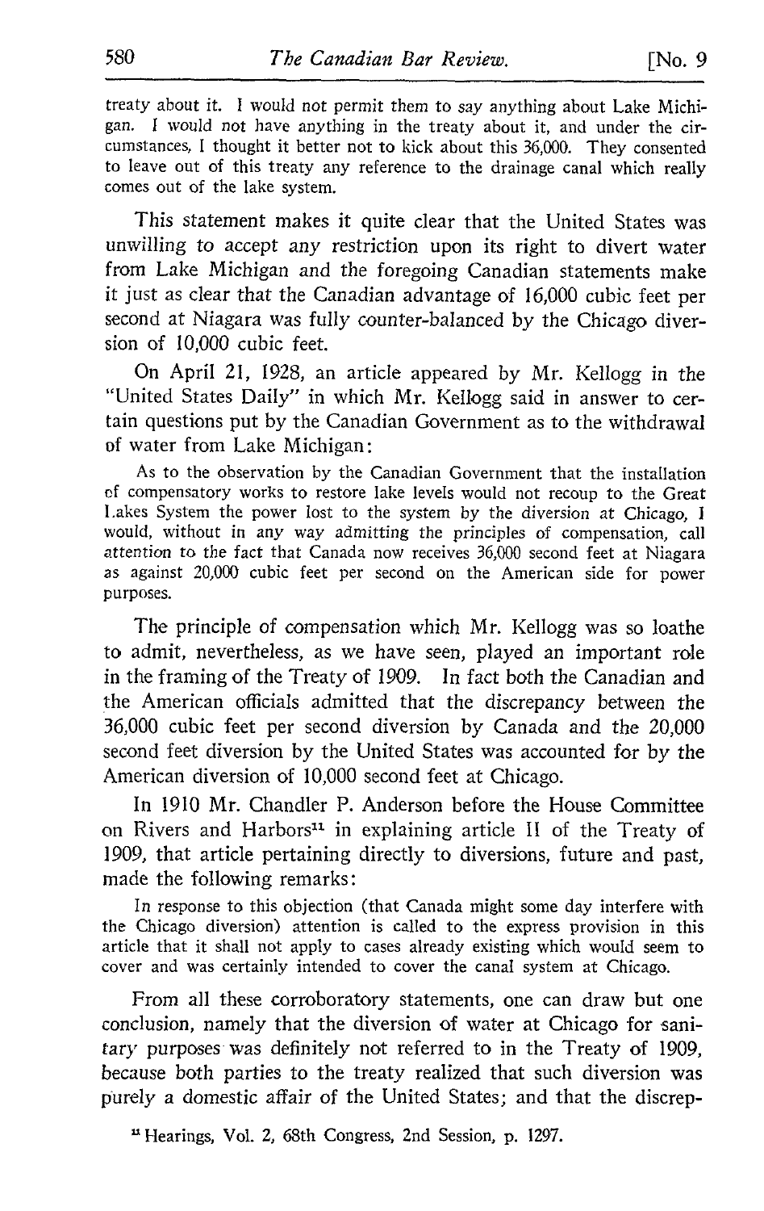treaty about it. I would not permit them to say anything about Lake Michigan. I would not have anything in the treaty about it, and under the circumstances, I thought it better not to kick about this 36,000. They consented to leave out of this treaty any reference to the drainage canal which really comes out of the lake system.

This statement makes it quite clear that the United States was unwilling to accept any restriction upon its right to divert water from Lake Michigan and the foregoing Canadian statements make it just as clear that the Canadian advantage of 16,000 cubic feet per second at Niagara was fully counter-balanced by the Chicago diversion of 10,000 cubic feet.

On April 21, 1928, an article appeared by Mr. Kellogg in the "United States Daily" in which Mr. Kellogg said in answer to certain questions put by the Canadian Government as to the withdrawal of water from Lake Michigan:

> As to the observation by the Canadian Government that the installation of compensatory works to restore lake levels would not recoup to the Great Lakes System the power lost to the system by the diversion at Chicago, I would, without in any way admitting the principles of compensation, call attention to the fact that Canada now receives 36,000 second feet at Niagara as against 20,000 cubic feet per second on the American side for power purposes.

The principle of compensation which Mr. Kellogg was so loathe to admit, nevertheless, as we have seen, played an important role in the framing of the Treaty of 1909. In fact both the Canadian and the American officials admitted that the discrepancy between the 36,000 cubic feet per second diversion by Canada and the 20,000 second feet diversion by the United States was accounted for by the American diversion of 10,000 second feet at Chicago.

In 1910 Mr. Chandler P. Anderson before the House Committee on Rivers and Harbors[11] in explaining article II of the Treaty of 1909, that article pertaining directly to diversions, future and past, made the following remarks:

> In response to this objection (that Canada might some day interfere with the Chicago diversion) attention is called to the express provision in this article that it shall not apply to cases already existing which would seem to cover and was certainly intended to cover the canal system at Chicago.

From all these corroboratory statements, one can draw but one conclusion, namely that the diversion of water at Chicago for sanitary purposes was definitely not referred to in the Treaty of 1909, because both parties to the treaty realized that such diversion was purely a domestic affair of the United States; and that the discrep-

[11] Hearings, Vol. 2, 68th Congress, 2nd Session, p. 1297.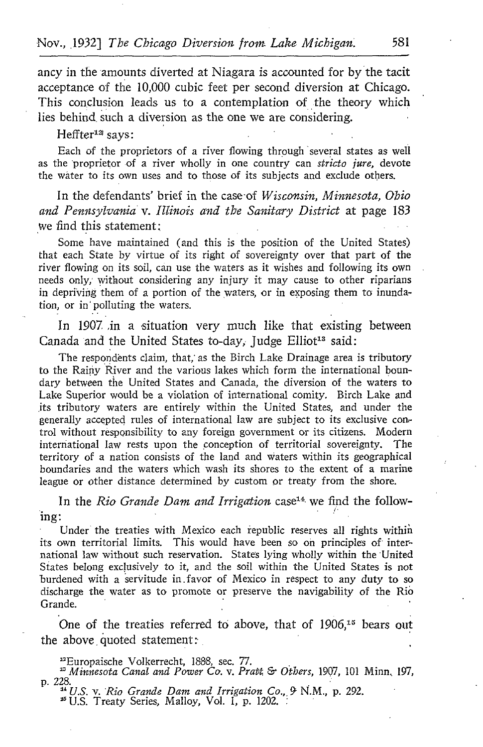ancy in the amounts diverted at Niagara is accounted for by the tacit acceptance of the 10,000 cubic feet per second diversion at Chicago. This conclusion leads us to a contemplation of the theory which lies behind such a diversion as the one we are considering.

Heffter[12] says:

> Each of the proprietors of a river flowing through several states as well as the proprietor of a river wholly in one country can *stricto jure*, devote the water to its own uses and to those of its subjects and exclude others.

In the defendants' brief in the case of *Wisconsin, Minnesota, Ohio and Pennsylvania* v. *Illinois and the Sanitary District* at page 183 we find this statement:

> Some have maintained (and this is the position of the United States) that each State by virtue of its right of sovereignty over that part of the river flowing on its soil, can use the waters as it wishes and following its own needs only, without considering any injury it may cause to other riparians in depriving them of a portion of the waters, or in exposing them to inundation, or in polluting the waters.

In 1907 in a situation very much like that existing between Canada and the United States to-day, Judge Elliot[13] said:

> The respondents claim, that, as the Birch Lake Drainage area is tributory to the Rainy River and the various lakes which form the international boundary between the United States and Canada, the diversion of the waters to Lake Superior would be a violation of international comity. Birch Lake and its tributory waters are entirely within the United States, and under the generally accepted rules of international law are subject to its exclusive control without responsibility to any foreign government or its citizens. Modern international law rests upon the conception of territorial sovereignty. The territory of a nation consists of the land and waters within its geographical boundaries and the waters which wash its shores to the extent of a marine league or other distance determined by custom or treaty from the shore.

In the *Rio Grande Dam and Irrigation* case[14] we find the following:

> Under the treaties with Mexico each republic reserves all rights within its own territorial limits. This would have been so on principles of international law without such reservation. States lying wholly within the United States belong exclusively to it, and the soil within the United States is not burdened with a servitude in favor of Mexico in respect to any duty to so discharge the water as to promote or preserve the navigability of the Rio Grande.

One of the treaties referred to above, that of 1906,[15] bears out the above quoted statement:

---

[12] Europaische Volkerrecht, 1888, sec. 77.

[13] *Minnesota Canal and Power Co.* v. *Pratt & Others*, 1907, 101 Minn. 197, p. 228.

[14] *U.S.* v. *Rio Grande Dam and Irrigation Co.*, 9 N.M., p. 292.

[15] U.S. Treaty Series, Malloy, Vol. I, p. 1202.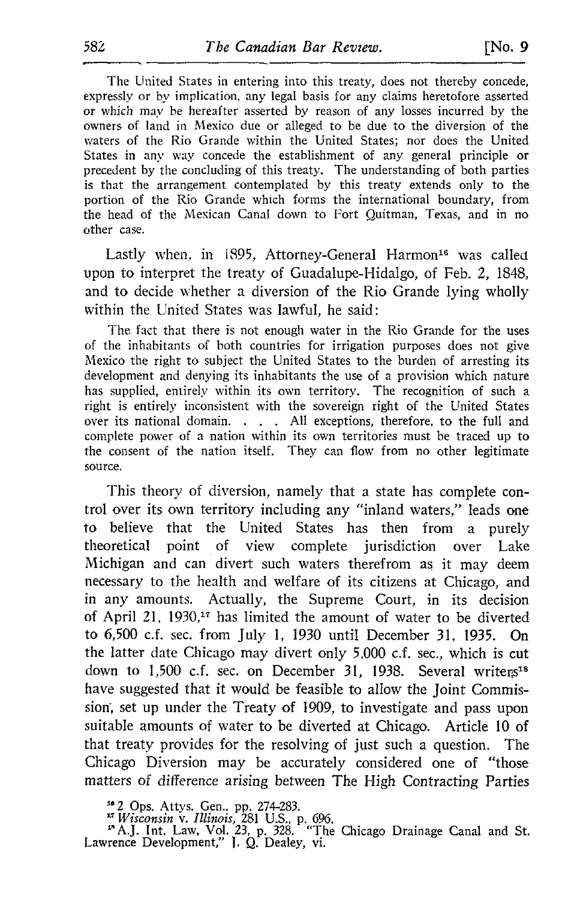The United States in entering into this treaty, does not thereby concede, expressly or by implication, any legal basis for any claims heretofore asserted or which may be hereafter asserted by reason of any losses incurred by the owners of land in Mexico due or alleged to be due to the diversion of the waters of the Rio Grande within the United States; nor does the United States in any way concede the establishment of any general principle or precedent by the concluding of this treaty. The understanding of both parties is that the arrangement contemplated by this treaty extends only to the portion of the Rio Grande which forms the international boundary, from the head of the Mexican Canal down to Fort Quitman, Texas, and in no other case.

Lastly when, in 1895, Attorney-General Harmon[16] was called upon to interpret the treaty of Guadalupe-Hidalgo, of Feb. 2, 1848, and to decide whether a diversion of the Rio Grande lying wholly within the United States was lawful, he said:

> The fact that there is not enough water in the Rio Grande for the uses of the inhabitants of both countries for irrigation purposes does not give Mexico the right to subject the United States to the burden of arresting its development and denying its inhabitants the use of a provision which nature has supplied, entirely within its own territory. The recognition of such a right is entirely inconsistent with the sovereign right of the United States over its national domain. . . . All exceptions, therefore, to the full and complete power of a nation within its own territories must be traced up to the consent of the nation itself. They can flow from no other legitimate source.

This theory of diversion, namely that a state has complete control over its own territory including any "inland waters," leads one to believe that the United States has then from a purely theoretical point of view complete jurisdiction over Lake Michigan and can divert such waters therefrom as it may deem necessary to the health and welfare of its citizens at Chicago, and in any amounts. Actually, the Supreme Court, in its decision of April 21, 1930,[17] has limited the amount of water to be diverted to 6,500 c.f. sec. from July 1, 1930 until December 31, 1935. On the latter date Chicago may divert only 5,000 c.f. sec., which is cut down to 1,500 c.f. sec. on December 31, 1938. Several writers[18] have suggested that it would be feasible to allow the Joint Commission, set up under the Treaty of 1909, to investigate and pass upon suitable amounts of water to be diverted at Chicago. Article 10 of that treaty provides for the resolving of just such a question. The Chicago Diversion may be accurately considered one of "those matters of difference arising between The High Contracting Parties

[16] 2 Ops. Attys. Gen., pp. 274-283.

[17] *Wisconsin* v. *Illinois*, 281 U.S., p. 696.

[18] A.J. Int. Law, Vol. 23, p. 328. "The Chicago Drainage Canal and St. Lawrence Development," J. Q. Dealey, vi.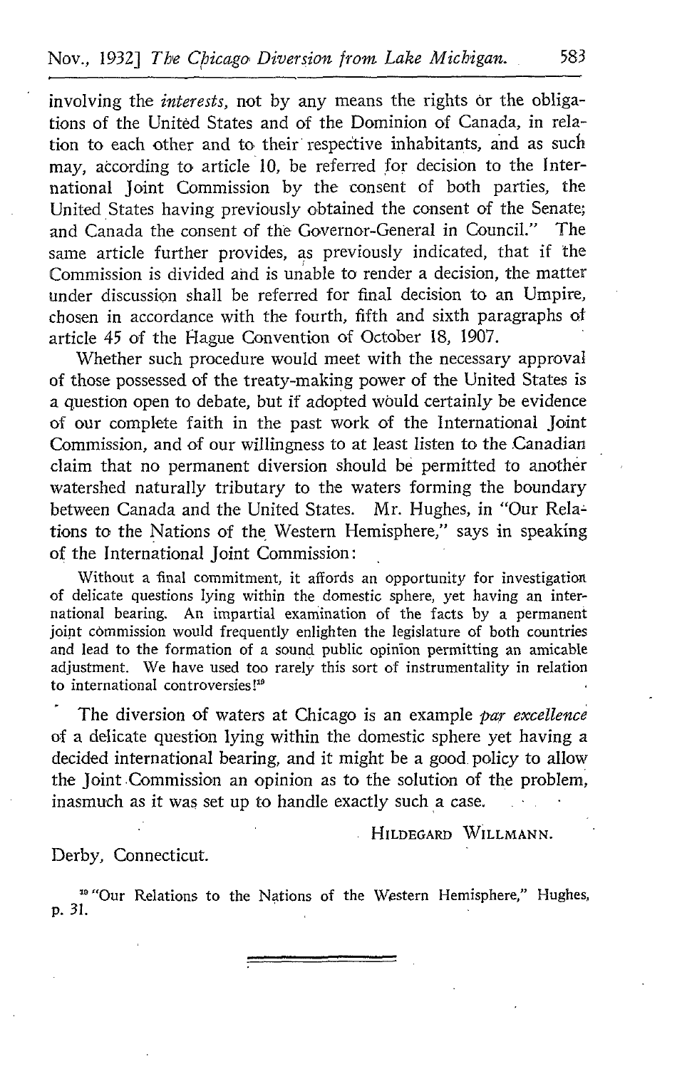involving the *interests*, not by any means the rights or the obligations of the United States and of the Dominion of Canada, in relation to each other and to their respective inhabitants, and as such may, according to article 10, be referred for decision to the International Joint Commission by the consent of both parties, the United States having previously obtained the consent of the Senate; and Canada the consent of the Governor-General in Council." The same article further provides, as previously indicated, that if the Commission is divided and is unable to render a decision, the matter under discussion shall be referred for final decision to an Umpire, chosen in accordance with the fourth, fifth and sixth paragraphs of article 45 of the Hague Convention of October 18, 1907.

Whether such procedure would meet with the necessary approval of those possessed of the treaty-making power of the United States is a question open to debate, but if adopted would certainly be evidence of our complete faith in the past work of the International Joint Commission, and of our willingness to at least listen to the Canadian claim that no permanent diversion should be permitted to another watershed naturally tributary to the waters forming the boundary between Canada and the United States. Mr. Hughes, in "Our Relations to the Nations of the Western Hemisphere," says in speaking of the International Joint Commission:

> Without a final commitment, it affords an opportunity for investigation of delicate questions lying within the domestic sphere, yet having an international bearing. An impartial examination of the facts by a permanent joint commission would frequently enlighten the legislature of both countries and lead to the formation of a sound public opinion permitting an amicable adjustment. We have used too rarely this sort of instrumentality in relation to international controversies![19]

The diversion of waters at Chicago is an example *par excellence* of a delicate question lying within the domestic sphere yet having a decided international bearing, and it might be a good policy to allow the Joint Commission an opinion as to the solution of the problem, inasmuch as it was set up to handle exactly such a case.

HILDEGARD WILLMANN.

Derby, Connecticut.

[19] "Our Relations to the Nations of the Western Hemisphere," Hughes, p. 31.